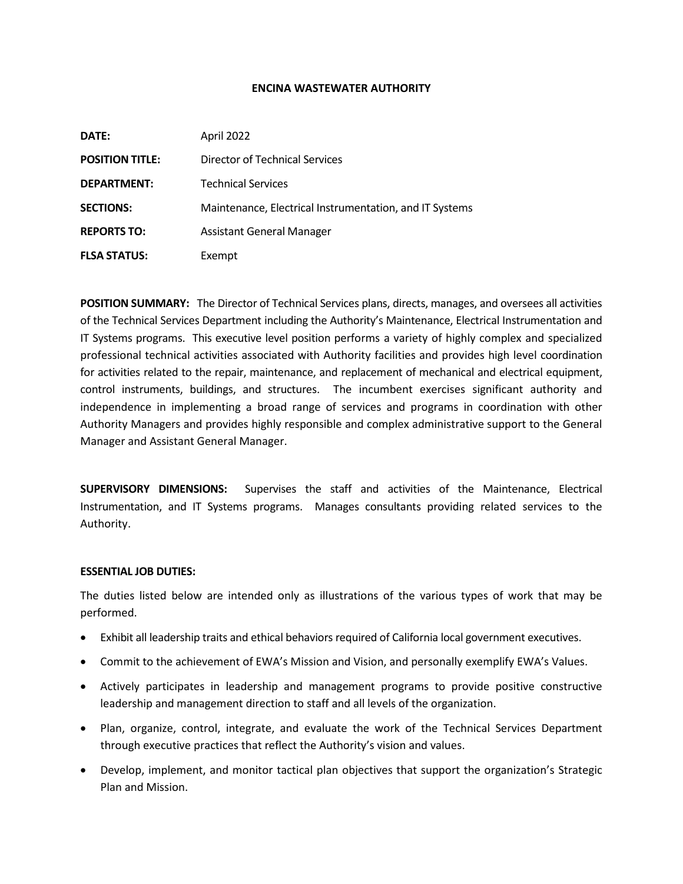# ENCINA WASTEWATER AUTHORITY

| | |
|---|---|
| **DATE:** | April 2022 |
| **POSITION TITLE:** | Director of Technical Services |
| **DEPARTMENT:** | Technical Services |
| **SECTIONS:** | Maintenance, Electrical Instrumentation, and IT Systems |
| **REPORTS TO:** | Assistant General Manager |
| **FLSA STATUS:** | Exempt |

**POSITION SUMMARY:** The Director of Technical Services plans, directs, manages, and oversees all activities of the Technical Services Department including the Authority's Maintenance, Electrical Instrumentation and IT Systems programs. This executive level position performs a variety of highly complex and specialized professional technical activities associated with Authority facilities and provides high level coordination for activities related to the repair, maintenance, and replacement of mechanical and electrical equipment, control instruments, buildings, and structures. The incumbent exercises significant authority and independence in implementing a broad range of services and programs in coordination with other Authority Managers and provides highly responsible and complex administrative support to the General Manager and Assistant General Manager.

**SUPERVISORY DIMENSIONS:** Supervises the staff and activities of the Maintenance, Electrical Instrumentation, and IT Systems programs. Manages consultants providing related services to the Authority.

**ESSENTIAL JOB DUTIES:**

The duties listed below are intended only as illustrations of the various types of work that may be performed.

- Exhibit all leadership traits and ethical behaviors required of California local government executives.
- Commit to the achievement of EWA's Mission and Vision, and personally exemplify EWA's Values.
- Actively participates in leadership and management programs to provide positive constructive leadership and management direction to staff and all levels of the organization.
- Plan, organize, control, integrate, and evaluate the work of the Technical Services Department through executive practices that reflect the Authority's vision and values.
- Develop, implement, and monitor tactical plan objectives that support the organization's Strategic Plan and Mission.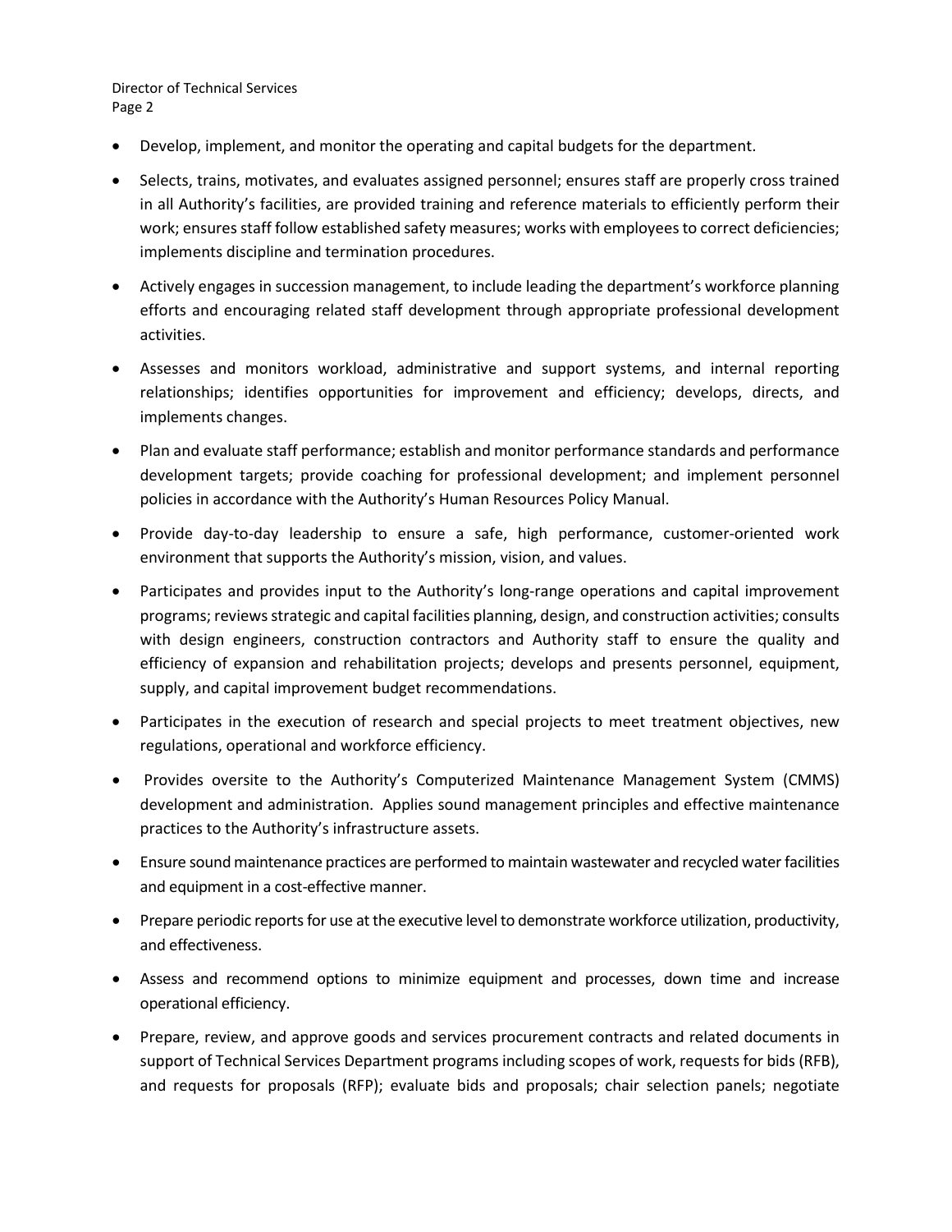- Develop, implement, and monitor the operating and capital budgets for the department.
- Selects, trains, motivates, and evaluates assigned personnel; ensures staff are properly cross trained in all Authority's facilities, are provided training and reference materials to efficiently perform their work; ensures staff follow established safety measures; works with employees to correct deficiencies; implements discipline and termination procedures.
- Actively engages in succession management, to include leading the department's workforce planning efforts and encouraging related staff development through appropriate professional development activities.
- Assesses and monitors workload, administrative and support systems, and internal reporting relationships; identifies opportunities for improvement and efficiency; develops, directs, and implements changes.
- Plan and evaluate staff performance; establish and monitor performance standards and performance development targets; provide coaching for professional development; and implement personnel policies in accordance with the Authority's Human Resources Policy Manual.
- Provide day-to-day leadership to ensure a safe, high performance, customer-oriented work environment that supports the Authority's mission, vision, and values.
- Participates and provides input to the Authority's long-range operations and capital improvement programs; reviews strategic and capital facilities planning, design, and construction activities; consults with design engineers, construction contractors and Authority staff to ensure the quality and efficiency of expansion and rehabilitation projects; develops and presents personnel, equipment, supply, and capital improvement budget recommendations.
- Participates in the execution of research and special projects to meet treatment objectives, new regulations, operational and workforce efficiency.
- Provides oversite to the Authority's Computerized Maintenance Management System (CMMS) development and administration. Applies sound management principles and effective maintenance practices to the Authority's infrastructure assets.
- Ensure sound maintenance practices are performed to maintain wastewater and recycled water facilities and equipment in a cost-effective manner.
- Prepare periodic reports for use at the executive level to demonstrate workforce utilization, productivity, and effectiveness.
- Assess and recommend options to minimize equipment and processes, down time and increase operational efficiency.
- Prepare, review, and approve goods and services procurement contracts and related documents in support of Technical Services Department programs including scopes of work, requests for bids (RFB), and requests for proposals (RFP); evaluate bids and proposals; chair selection panels; negotiate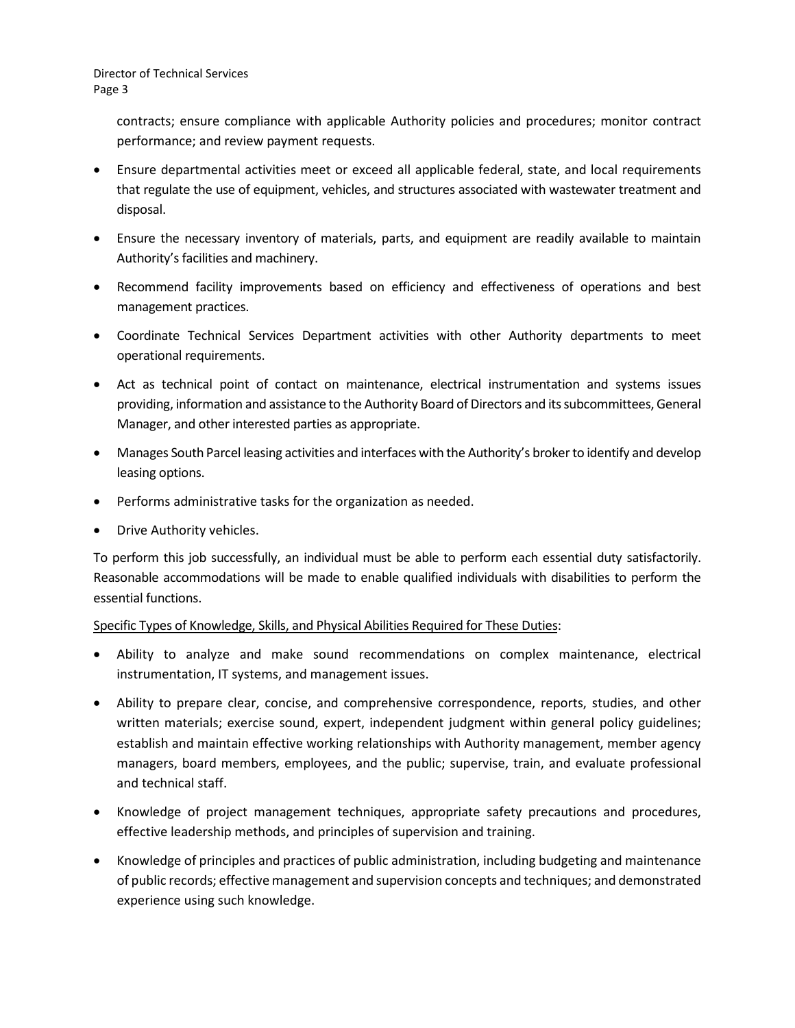contracts; ensure compliance with applicable Authority policies and procedures; monitor contract performance; and review payment requests.

- Ensure departmental activities meet or exceed all applicable federal, state, and local requirements that regulate the use of equipment, vehicles, and structures associated with wastewater treatment and disposal.
- Ensure the necessary inventory of materials, parts, and equipment are readily available to maintain Authority's facilities and machinery.
- Recommend facility improvements based on efficiency and effectiveness of operations and best management practices.
- Coordinate Technical Services Department activities with other Authority departments to meet operational requirements.
- Act as technical point of contact on maintenance, electrical instrumentation and systems issues providing, information and assistance to the Authority Board of Directors and its subcommittees, General Manager, and other interested parties as appropriate.
- Manages South Parcel leasing activities and interfaces with the Authority's broker to identify and develop leasing options.
- Performs administrative tasks for the organization as needed.
- Drive Authority vehicles.

To perform this job successfully, an individual must be able to perform each essential duty satisfactorily. Reasonable accommodations will be made to enable qualified individuals with disabilities to perform the essential functions.

<u>Specific Types of Knowledge, Skills, and Physical Abilities Required for These Duties</u>:

- Ability to analyze and make sound recommendations on complex maintenance, electrical instrumentation, IT systems, and management issues.
- Ability to prepare clear, concise, and comprehensive correspondence, reports, studies, and other written materials; exercise sound, expert, independent judgment within general policy guidelines; establish and maintain effective working relationships with Authority management, member agency managers, board members, employees, and the public; supervise, train, and evaluate professional and technical staff.
- Knowledge of project management techniques, appropriate safety precautions and procedures, effective leadership methods, and principles of supervision and training.
- Knowledge of principles and practices of public administration, including budgeting and maintenance of public records; effective management and supervision concepts and techniques; and demonstrated experience using such knowledge.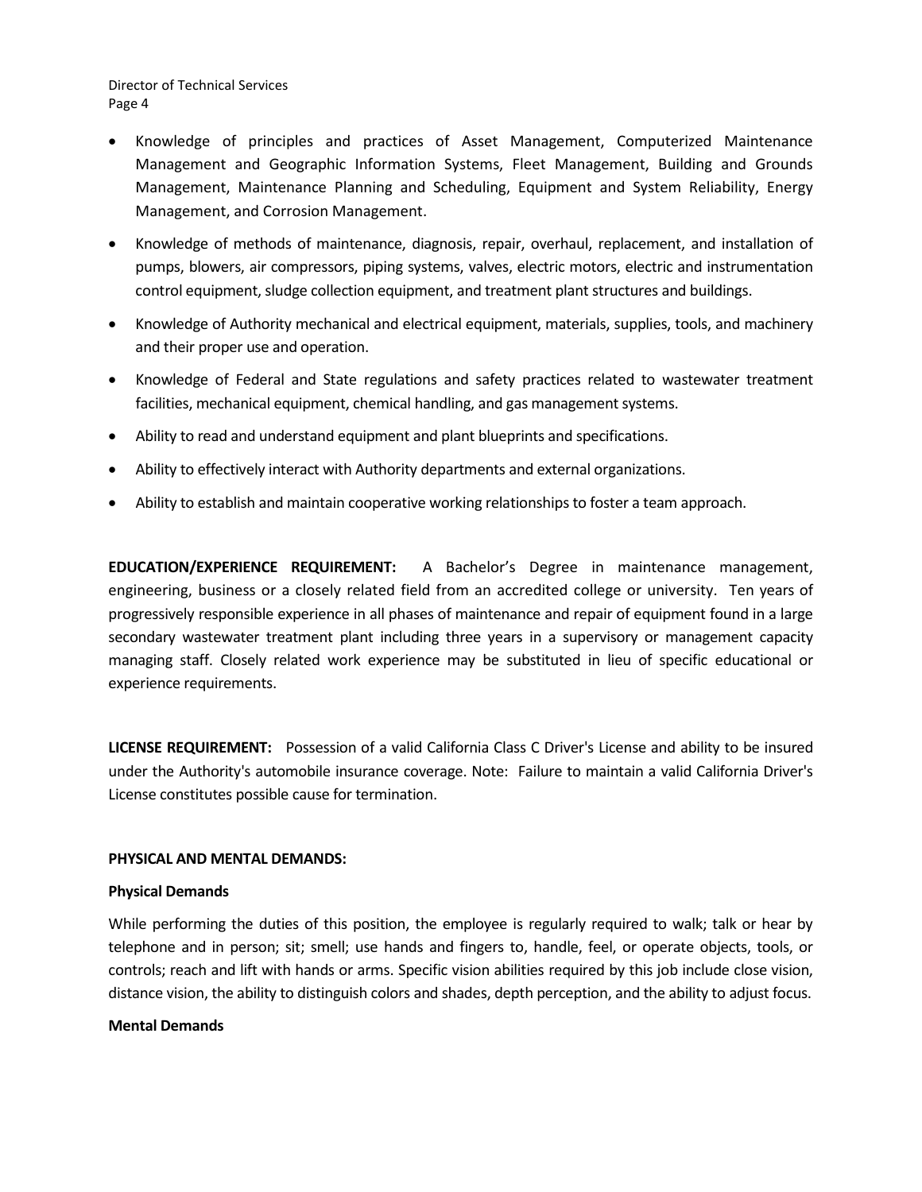- Knowledge of principles and practices of Asset Management, Computerized Maintenance Management and Geographic Information Systems, Fleet Management, Building and Grounds Management, Maintenance Planning and Scheduling, Equipment and System Reliability, Energy Management, and Corrosion Management.
- Knowledge of methods of maintenance, diagnosis, repair, overhaul, replacement, and installation of pumps, blowers, air compressors, piping systems, valves, electric motors, electric and instrumentation control equipment, sludge collection equipment, and treatment plant structures and buildings.
- Knowledge of Authority mechanical and electrical equipment, materials, supplies, tools, and machinery and their proper use and operation.
- Knowledge of Federal and State regulations and safety practices related to wastewater treatment facilities, mechanical equipment, chemical handling, and gas management systems.
- Ability to read and understand equipment and plant blueprints and specifications.
- Ability to effectively interact with Authority departments and external organizations.
- Ability to establish and maintain cooperative working relationships to foster a team approach.

**EDUCATION/EXPERIENCE REQUIREMENT:** A Bachelor's Degree in maintenance management, engineering, business or a closely related field from an accredited college or university. Ten years of progressively responsible experience in all phases of maintenance and repair of equipment found in a large secondary wastewater treatment plant including three years in a supervisory or management capacity managing staff. Closely related work experience may be substituted in lieu of specific educational or experience requirements.

**LICENSE REQUIREMENT:** Possession of a valid California Class C Driver's License and ability to be insured under the Authority's automobile insurance coverage. Note: Failure to maintain a valid California Driver's License constitutes possible cause for termination.

**PHYSICAL AND MENTAL DEMANDS:**

**Physical Demands**

While performing the duties of this position, the employee is regularly required to walk; talk or hear by telephone and in person; sit; smell; use hands and fingers to, handle, feel, or operate objects, tools, or controls; reach and lift with hands or arms. Specific vision abilities required by this job include close vision, distance vision, the ability to distinguish colors and shades, depth perception, and the ability to adjust focus.

**Mental Demands**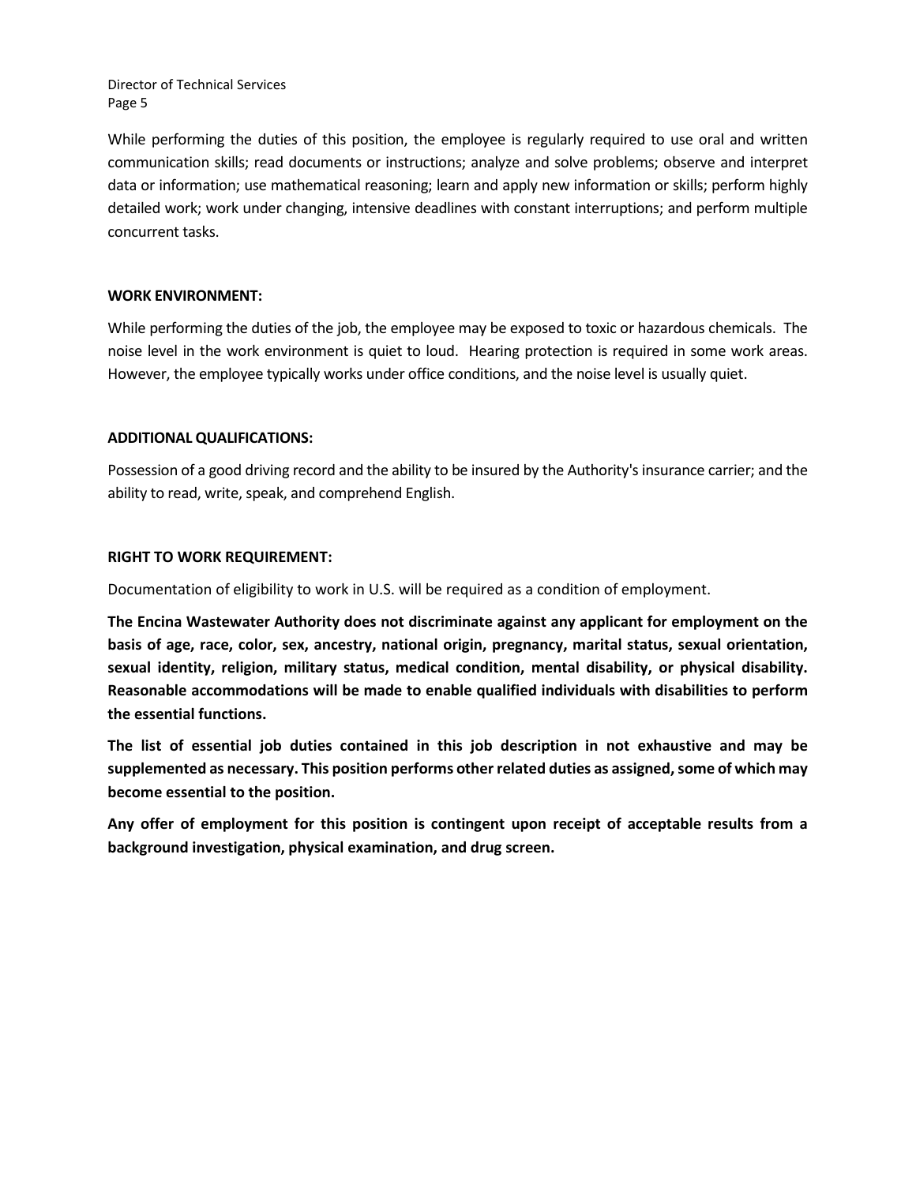While performing the duties of this position, the employee is regularly required to use oral and written communication skills; read documents or instructions; analyze and solve problems; observe and interpret data or information; use mathematical reasoning; learn and apply new information or skills; perform highly detailed work; work under changing, intensive deadlines with constant interruptions; and perform multiple concurrent tasks.

**WORK ENVIRONMENT:**

While performing the duties of the job, the employee may be exposed to toxic or hazardous chemicals. The noise level in the work environment is quiet to loud. Hearing protection is required in some work areas. However, the employee typically works under office conditions, and the noise level is usually quiet.

**ADDITIONAL QUALIFICATIONS:**

Possession of a good driving record and the ability to be insured by the Authority's insurance carrier; and the ability to read, write, speak, and comprehend English.

**RIGHT TO WORK REQUIREMENT:**

Documentation of eligibility to work in U.S. will be required as a condition of employment.

**The Encina Wastewater Authority does not discriminate against any applicant for employment on the basis of age, race, color, sex, ancestry, national origin, pregnancy, marital status, sexual orientation, sexual identity, religion, military status, medical condition, mental disability, or physical disability. Reasonable accommodations will be made to enable qualified individuals with disabilities to perform the essential functions.**

**The list of essential job duties contained in this job description in not exhaustive and may be supplemented as necessary. This position performs other related duties as assigned, some of which may become essential to the position.**

**Any offer of employment for this position is contingent upon receipt of acceptable results from a background investigation, physical examination, and drug screen.**